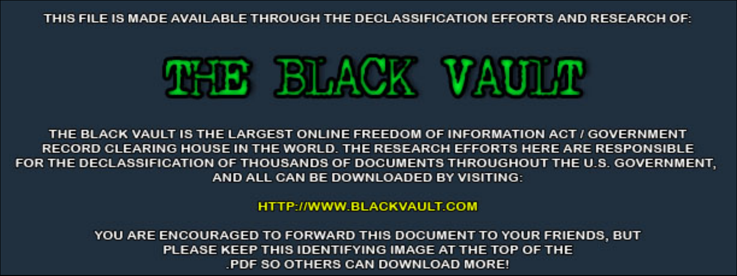THIS FILE IS MADE AVAILABLE THROUGH THE DECLASSIFICATION EFFORTS AND RESEARCH OF:

# THE BLACK VAULT

THE BLACK VAULT IS THE LARGEST ONLINE FREEDOM OF INFORMATION ACT / GOVERNMENT RECORD CLEARING HOUSE IN THE WORLD. THE RESEARCH EFFORTS HERE ARE RESPONSIBLE FOR THE DECLASSIFICATION OF THOUSANDS OF DOCUMENTS THROUGHOUT THE U.S. GOVERNMENT, AND ALL CAN BE DOWNLOADED BY VISITING:

HTTP://WWW.BLACKVAULT.COM

YOU ARE ENCOURAGED TO FORWARD THIS DOCUMENT TO YOUR FRIENDS, BUT PLEASE KEEP THIS IDENTIFYING IMAGE AT THE TOP OF THE .PDF SO OTHERS CAN DOWNLOAD MORE!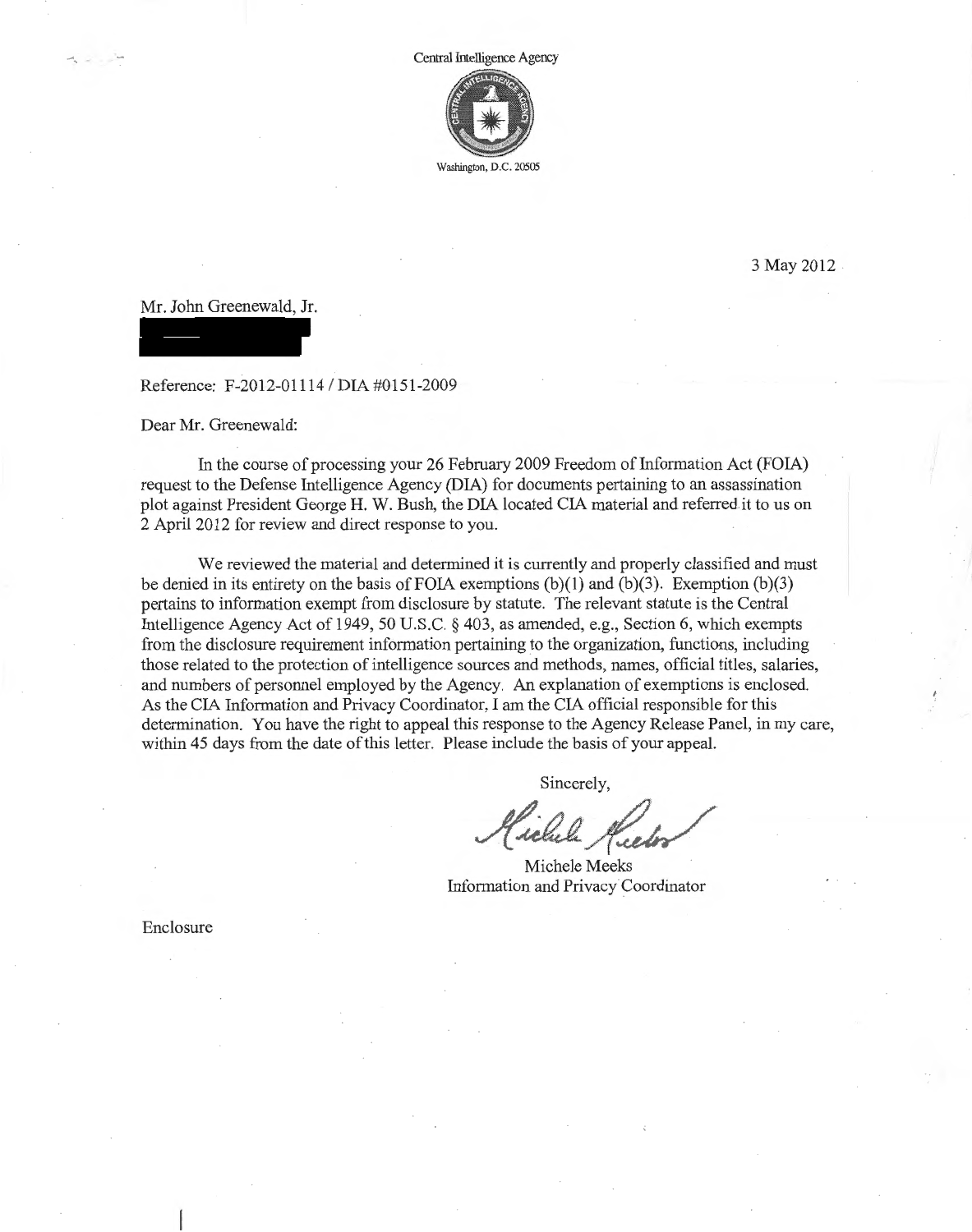Central Intelligence Agency

Washington, D.C. 20505

3 May 2012

Mr. John Greenewald, Jr.

Reference: F-2012-01114 / DIA #0151-2009

Dear Mr. Greenewald:

In the course of processing your 26 February 2009 Freedom of Information Act (FOIA) request to the Defense Intelligence Agency (DIA) for documents pertaining to an assassination plot against President George H. W. Bush, the DIA located CIA material and referred it to us on 2 April 2012 for review and direct response to you.

We reviewed the material and determined it is currently and properly classified and must be denied in its entirety on the basis of FOIA exemptions (b)(1) and (b)(3). Exemption (b)(3) pertains to information exempt from disclosure by statute. The relevant statute is the Central Intelligence Agency Act of 1949, 50 U.S.C. § 403, as amended, e.g., Section 6, which exempts from the disclosure requirement information pertaining to the organization, functions, including those related to the protection of intelligence sources and methods, names, official titles, salaries, and numbers of personnel employed by the Agency. An explanation of exemptions is enclosed. As the CIA Information and Privacy Coordinator, I am the CIA official responsible for this determination. You have the right to appeal this response to the Agency Release Panel, in my care, within 45 days from the date of this letter. Please include the basis of your appeal.

Sincerely,

Michele Meeks
Information and Privacy Coordinator

Enclosure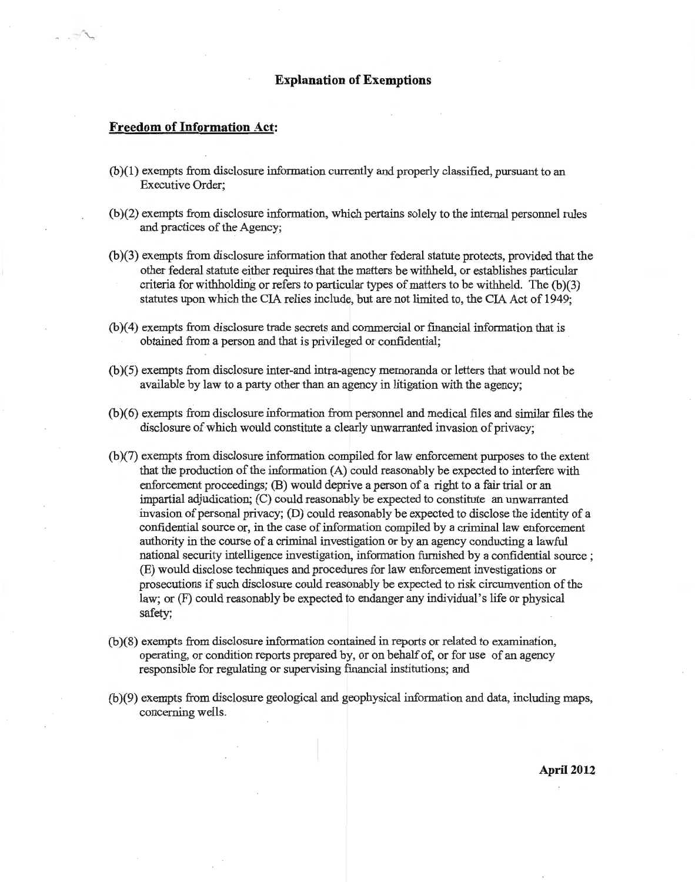## Explanation of Exemptions

### Freedom of Information Act:

(b)(1) exempts from disclosure information currently and properly classified, pursuant to an Executive Order;

(b)(2) exempts from disclosure information, which pertains solely to the internal personnel rules and practices of the Agency;

(b)(3) exempts from disclosure information that another federal statute protects, provided that the other federal statute either requires that the matters be withheld, or establishes particular criteria for withholding or refers to particular types of matters to be withheld. The (b)(3) statutes upon which the CIA relies include, but are not limited to, the CIA Act of 1949;

(b)(4) exempts from disclosure trade secrets and commercial or financial information that is obtained from a person and that is privileged or confidential;

(b)(5) exempts from disclosure inter-and intra-agency memoranda or letters that would not be available by law to a party other than an agency in litigation with the agency;

(b)(6) exempts from disclosure information from personnel and medical files and similar files the disclosure of which would constitute a clearly unwarranted invasion of privacy;

(b)(7) exempts from disclosure information compiled for law enforcement purposes to the extent that the production of the information (A) could reasonably be expected to interfere with enforcement proceedings; (B) would deprive a person of a right to a fair trial or an impartial adjudication; (C) could reasonably be expected to constitute an unwarranted invasion of personal privacy; (D) could reasonably be expected to disclose the identity of a confidential source or, in the case of information compiled by a criminal law enforcement authority in the course of a criminal investigation or by an agency conducting a lawful national security intelligence investigation, information furnished by a confidential source ; (E) would disclose techniques and procedures for law enforcement investigations or prosecutions if such disclosure could reasonably be expected to risk circumvention of the law; or (F) could reasonably be expected to endanger any individual's life or physical safety;

(b)(8) exempts from disclosure information contained in reports or related to examination, operating, or condition reports prepared by, or on behalf of, or for use of an agency responsible for regulating or supervising financial institutions; and

(b)(9) exempts from disclosure geological and geophysical information and data, including maps, concerning wells.

**April 2012**